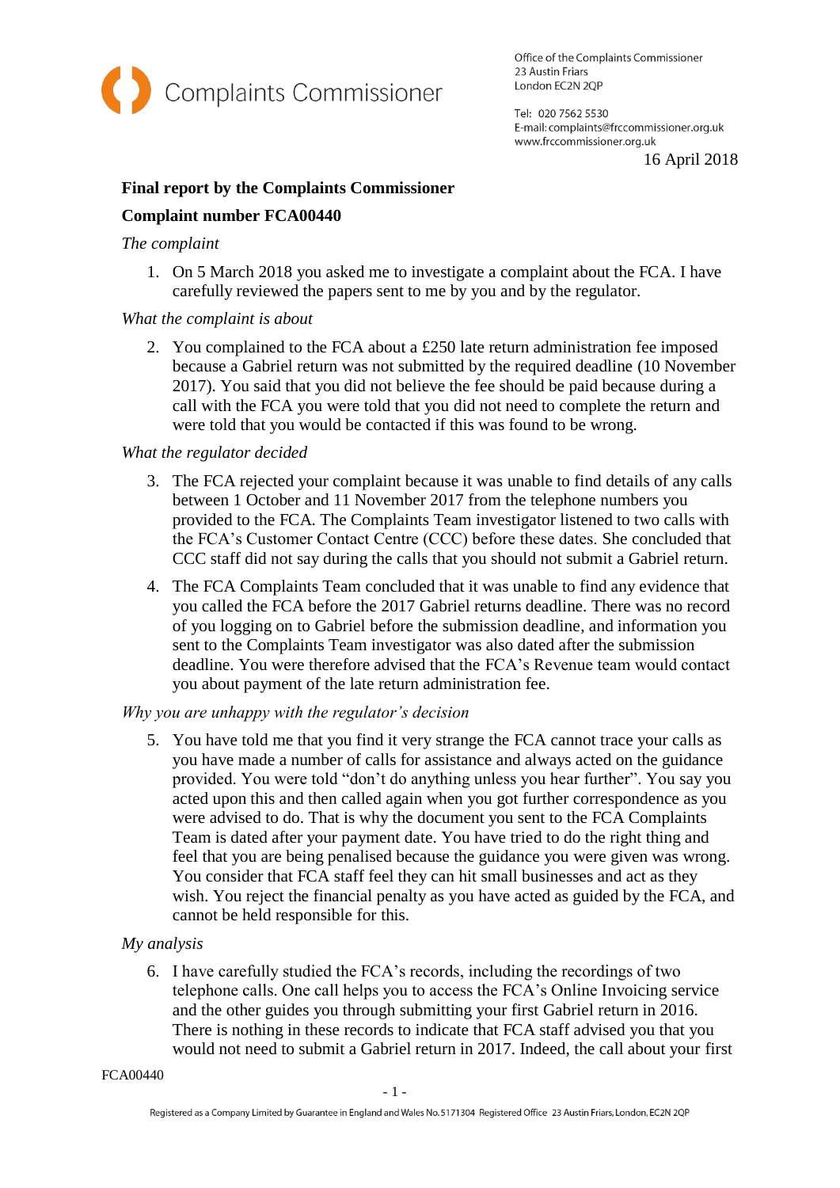Complaints Commissioner

Office of the Complaints Commissioner
23 Austin Friars
London EC2N 2QP

Tel: 020 7562 5530
E-mail: complaints@frccommissioner.org.uk
www.frccommissioner.org.uk

16 April 2018

**Final report by the Complaints Commissioner**

**Complaint number FCA00440**

*The complaint*

1. On 5 March 2018 you asked me to investigate a complaint about the FCA. I have carefully reviewed the papers sent to me by you and by the regulator.

*What the complaint is about*

2. You complained to the FCA about a £250 late return administration fee imposed because a Gabriel return was not submitted by the required deadline (10 November 2017). You said that you did not believe the fee should be paid because during a call with the FCA you were told that you did not need to complete the return and were told that you would be contacted if this was found to be wrong.

*What the regulator decided*

3. The FCA rejected your complaint because it was unable to find details of any calls between 1 October and 11 November 2017 from the telephone numbers you provided to the FCA. The Complaints Team investigator listened to two calls with the FCA's Customer Contact Centre (CCC) before these dates. She concluded that CCC staff did not say during the calls that you should not submit a Gabriel return.

4. The FCA Complaints Team concluded that it was unable to find any evidence that you called the FCA before the 2017 Gabriel returns deadline. There was no record of you logging on to Gabriel before the submission deadline, and information you sent to the Complaints Team investigator was also dated after the submission deadline. You were therefore advised that the FCA's Revenue team would contact you about payment of the late return administration fee.

*Why you are unhappy with the regulator's decision*

5. You have told me that you find it very strange the FCA cannot trace your calls as you have made a number of calls for assistance and always acted on the guidance provided. You were told "don't do anything unless you hear further". You say you acted upon this and then called again when you got further correspondence as you were advised to do. That is why the document you sent to the FCA Complaints Team is dated after your payment date. You have tried to do the right thing and feel that you are being penalised because the guidance you were given was wrong. You consider that FCA staff feel they can hit small businesses and act as they wish. You reject the financial penalty as you have acted as guided by the FCA, and cannot be held responsible for this.

*My analysis*

6. I have carefully studied the FCA's records, including the recordings of two telephone calls. One call helps you to access the FCA's Online Invoicing service and the other guides you through submitting your first Gabriel return in 2016. There is nothing in these records to indicate that FCA staff advised you that you would not need to submit a Gabriel return in 2017. Indeed, the call about your first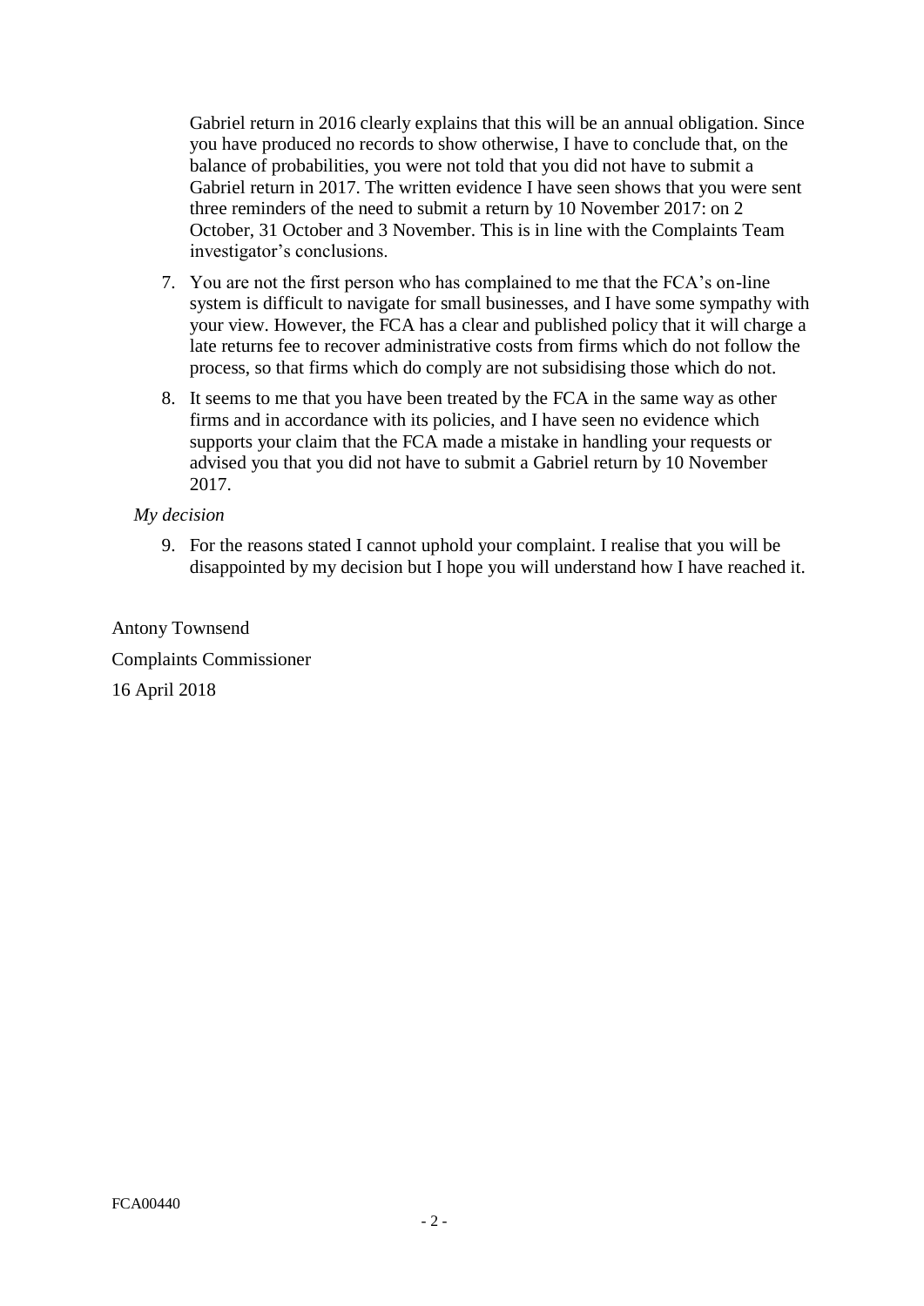Gabriel return in 2016 clearly explains that this will be an annual obligation. Since you have produced no records to show otherwise, I have to conclude that, on the balance of probabilities, you were not told that you did not have to submit a Gabriel return in 2017. The written evidence I have seen shows that you were sent three reminders of the need to submit a return by 10 November 2017: on 2 October, 31 October and 3 November. This is in line with the Complaints Team investigator's conclusions.

7. You are not the first person who has complained to me that the FCA's on-line system is difficult to navigate for small businesses, and I have some sympathy with your view. However, the FCA has a clear and published policy that it will charge a late returns fee to recover administrative costs from firms which do not follow the process, so that firms which do comply are not subsidising those which do not.

8. It seems to me that you have been treated by the FCA in the same way as other firms and in accordance with its policies, and I have seen no evidence which supports your claim that the FCA made a mistake in handling your requests or advised you that you did not have to submit a Gabriel return by 10 November 2017.

*My decision*

9. For the reasons stated I cannot uphold your complaint. I realise that you will be disappointed by my decision but I hope you will understand how I have reached it.

Antony Townsend

Complaints Commissioner

16 April 2018

FCA00440